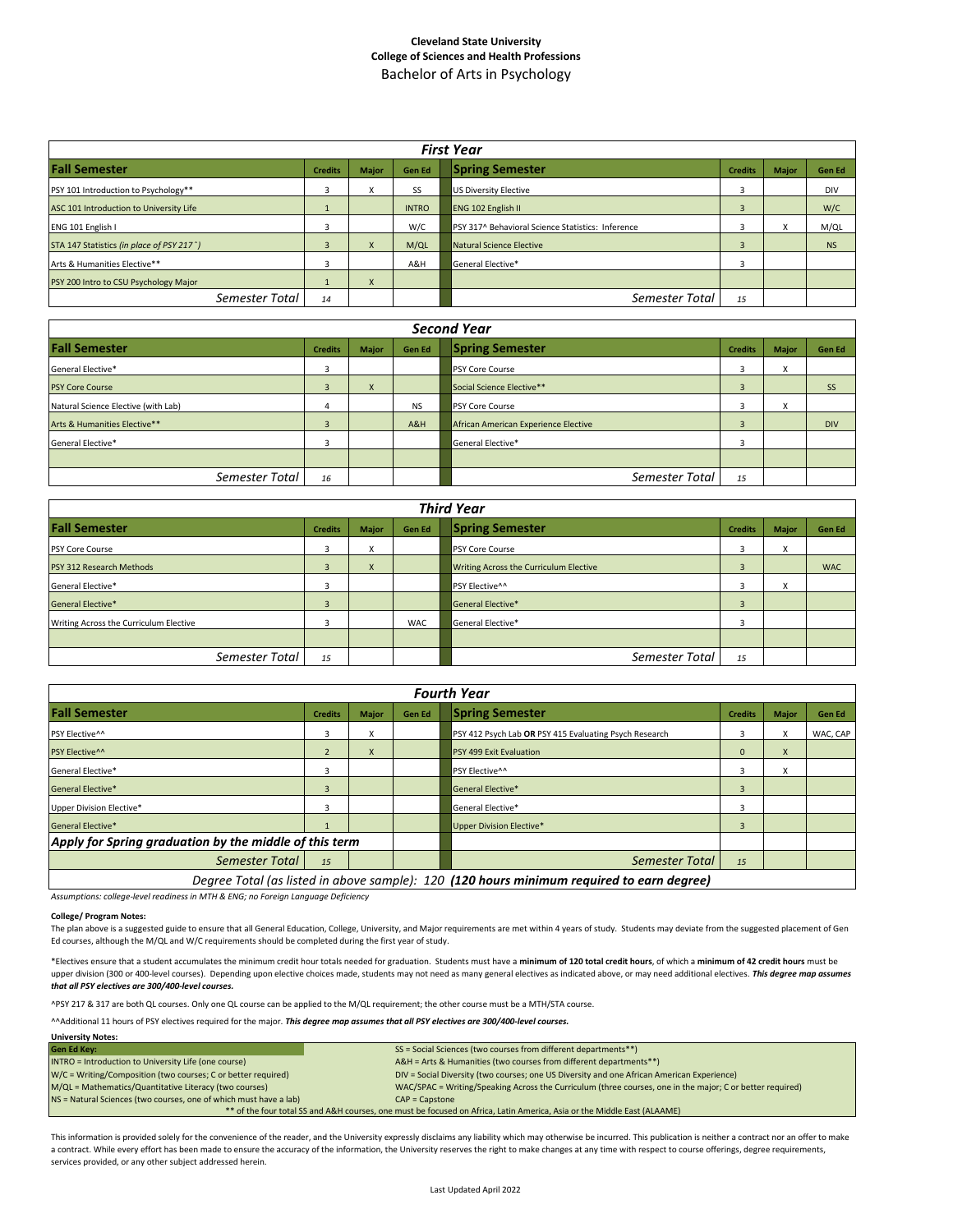# Cleveland State University
## College of Sciences and Health Professions
## Bachelor of Arts in Psychology

| First Year | | | | | | | |
|---|---|---|---|---|---|---|---|
| **Fall Semester** | **Credits** | **Major** | **Gen Ed** | **Spring Semester** | **Credits** | **Major** | **Gen Ed** |
| PSY 101 Introduction to Psychology** | 3 | X | SS | US Diversity Elective | 3 | | DIV |
| ASC 101 Introduction to University Life | 1 | | INTRO | ENG 102 English II | 3 | | W/C |
| ENG 101 English I | 3 | | W/C | PSY 317^ Behavioral Science Statistics: Inference | 3 | X | M/QL |
| STA 147 Statistics *(in place of PSY 217^)* | 3 | X | M/QL | Natural Science Elective | 3 | | NS |
| Arts & Humanities Elective** | 3 | | A&H | General Elective* | 3 | | |
| PSY 200 Intro to CSU Psychology Major | 1 | X | | | | | |
| *Semester Total* | *14* | | | *Semester Total* | *15* | | |

| Second Year | | | | | | | |
|---|---|---|---|---|---|---|---|
| **Fall Semester** | **Credits** | **Major** | **Gen Ed** | **Spring Semester** | **Credits** | **Major** | **Gen Ed** |
| General Elective* | 3 | | | PSY Core Course | 3 | X | |
| PSY Core Course | 3 | X | | Social Science Elective** | 3 | | SS |
| Natural Science Elective (with Lab) | 4 | | NS | PSY Core Course | 3 | X | |
| Arts & Humanities Elective** | 3 | | A&H | African American Experience Elective | 3 | | DIV |
| General Elective* | 3 | | | General Elective* | 3 | | |
| *Semester Total* | *16* | | | *Semester Total* | *15* | | |

| Third Year | | | | | | | |
|---|---|---|---|---|---|---|---|
| **Fall Semester** | **Credits** | **Major** | **Gen Ed** | **Spring Semester** | **Credits** | **Major** | **Gen Ed** |
| PSY Core Course | 3 | X | | PSY Core Course | 3 | X | |
| PSY 312 Research Methods | 3 | X | | Writing Across the Curriculum Elective | 3 | | WAC |
| General Elective* | 3 | | | PSY Elective^^ | 3 | X | |
| General Elective* | 3 | | | General Elective* | 3 | | |
| Writing Across the Curriculum Elective | 3 | | WAC | General Elective* | 3 | | |
| *Semester Total* | *15* | | | *Semester Total* | *15* | | |

| Fourth Year | | | | | | | |
|---|---|---|---|---|---|---|---|
| **Fall Semester** | **Credits** | **Major** | **Gen Ed** | **Spring Semester** | **Credits** | **Major** | **Gen Ed** |
| PSY Elective^^ | 3 | X | | PSY 412 Psych Lab **OR** PSY 415 Evaluating Psych Research | 3 | X | WAC, CAP |
| PSY Elective^^ | 2 | X | | PSY 499 Exit Evaluation | 0 | X | |
| General Elective* | 3 | | | PSY Elective^^ | 3 | X | |
| General Elective* | 3 | | | General Elective* | 3 | | |
| Upper Division Elective* | 3 | | | General Elective* | 3 | | |
| General Elective* | 1 | | | Upper Division Elective* | 3 | | |
| ***Apply for Spring graduation by the middle of this term*** | | | | | | | |
| *Semester Total* | *15* | | | *Semester Total* | *15* | | |

*Degree Total (as listed in above sample): 120* ***(120 hours minimum required to earn degree)***

*Assumptions: college-level readiness in MTH & ENG; no Foreign Language Deficiency*

**College/ Program Notes:**

The plan above is a suggested guide to ensure that all General Education, College, University, and Major requirements are met within 4 years of study. Students may deviate from the suggested placement of Gen Ed courses, although the M/QL and W/C requirements should be completed during the first year of study.

*Electives ensure that a student accumulates the minimum credit hour totals needed for graduation. Students must have a **minimum of 120 total credit hours**, of which a **minimum of 42 credit hours** must be upper division (300 or 400-level courses). Depending upon elective choices made, students may not need as many general electives as indicated above, or may need additional electives. ***This degree map assumes that all PSY electives are 300/400-level courses.***

^PSY 217 & 317 are both QL courses. Only one QL course can be applied to the M/QL requirement; the other course must be a MTH/STA course.

^^Additional 11 hours of PSY electives required for the major. ***This degree map assumes that all PSY electives are 300/400-level courses.***

**University Notes:**

| Gen Ed Key: | |
|---|---|
| INTRO = Introduction to University Life (one course) | SS = Social Sciences (two courses from different departments**) |
| W/C = Writing/Composition (two courses; C or better required) | A&H = Arts & Humanities (two courses from different departments**) |
| M/QL = Mathematics/Quantitative Literacy (two courses) | DIV = Social Diversity (two courses; one US Diversity and one African American Experience) |
| NS = Natural Sciences (two courses, one of which must have a lab) | WAC/SPAC = Writing/Speaking Across the Curriculum (three courses, one in the major; C or better required) |
| | CAP = Capstone |

** of the four total SS and A&H courses, one must be focused on Africa, Latin America, Asia or the Middle East (ALAAME)

This information is provided solely for the convenience of the reader, and the University expressly disclaims any liability which may otherwise be incurred. This publication is neither a contract nor an offer to make a contract. While every effort has been made to ensure the accuracy of the information, the University reserves the right to make changes at any time with respect to course offerings, degree requirements, services provided, or any other subject addressed herein.

Last Updated April 2022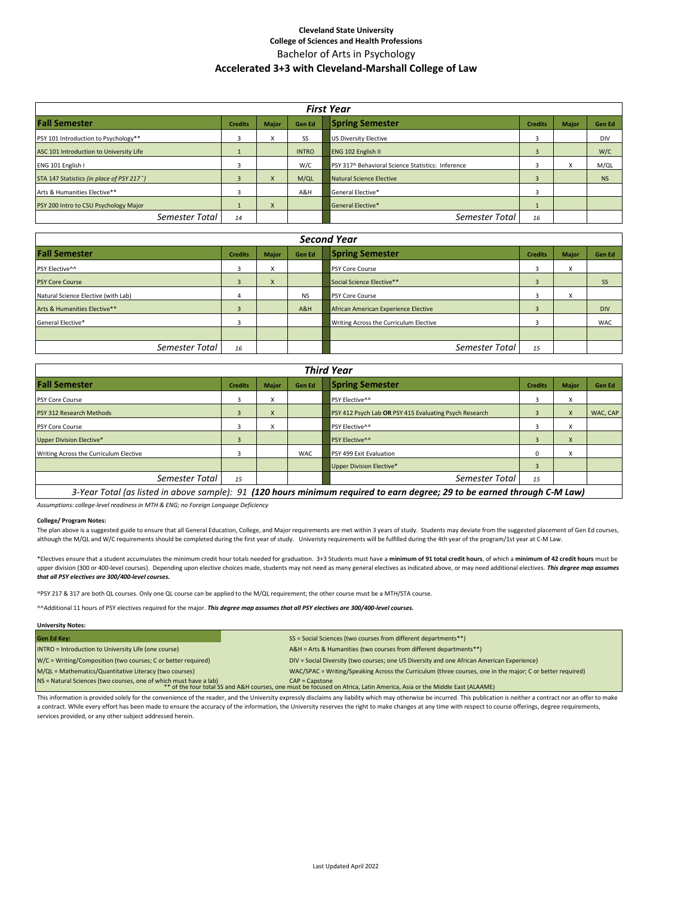**Cleveland State University**
**College of Sciences and Health Professions**
Bachelor of Arts in Psychology
# Accelerated 3+3 with Cleveland-Marshall College of Law

## *First Year*

| Fall Semester | Credits | Major | Gen Ed | Spring Semester | Credits | Major | Gen Ed |
|---|---|---|---|---|---|---|---|
| PSY 101 Introduction to Psychology** | 3 | X | SS | US Diversity Elective | 3 | | DIV |
| ASC 101 Introduction to University Life | 1 | | INTRO | ENG 102 English II | 3 | | W/C |
| ENG 101 English I | 3 | | W/C | PSY 317^ Behavioral Science Statistics: Inference | 3 | X | M/QL |
| STA 147 Statistics *(in place of PSY 217^)* | 3 | X | M/QL | Natural Science Elective | 3 | | NS |
| Arts & Humanities Elective** | 3 | | A&H | General Elective* | 3 | | |
| PSY 200 Intro to CSU Psychology Major | 1 | X | | General Elective* | 1 | | |
| *Semester Total* | *14* | | | *Semester Total* | *16* | | |

## *Second Year*

| Fall Semester | Credits | Major | Gen Ed | Spring Semester | Credits | Major | Gen Ed |
|---|---|---|---|---|---|---|---|
| PSY Elective^^ | 3 | X | | PSY Core Course | 3 | X | |
| PSY Core Course | 3 | X | | Social Science Elective** | 3 | | SS |
| Natural Science Elective (with Lab) | 4 | | NS | PSY Core Course | 3 | X | |
| Arts & Humanities Elective** | 3 | | A&H | African American Experience Elective | 3 | | DIV |
| General Elective* | 3 | | | Writing Across the Curriculum Elective | 3 | | WAC |
| | | | | | | | |
| *Semester Total* | *16* | | | *Semester Total* | *15* | | |

## *Third Year*

| Fall Semester | Credits | Major | Gen Ed | Spring Semester | Credits | Major | Gen Ed |
|---|---|---|---|---|---|---|---|
| PSY Core Course | 3 | X | | PSY Elective^^ | 3 | X | |
| PSY 312 Research Methods | 3 | X | | PSY 412 Psych Lab **OR** PSY 415 Evaluating Psych Research | 3 | X | WAC, CAP |
| PSY Core Course | 3 | X | | PSY Elective^^ | 3 | X | |
| Upper Division Elective* | 3 | | | PSY Elective^^ | 3 | X | |
| Writing Across the Curriculum Elective | 3 | | WAC | PSY 499 Exit Evaluation | 0 | X | |
| | | | | Upper Division Elective* | 3 | | |
| *Semester Total* | *15* | | | *Semester Total* | *15* | | |

*3-Year Total (as listed in above sample): 91* ***(120 hours minimum required to earn degree; 29 to be earned through C-M Law)***

*Assumptions: college-level readiness in MTH & ENG; no Foreign Language Deficiency*

**College/ Program Notes:**

The plan above is a suggested guide to ensure that all General Education, College, and Major requirements are met within 3 years of study. Students may deviate from the suggested placement of Gen Ed courses, although the M/QL and W/C requirements should be completed during the first year of study. Univeristy requirements will be fulfilled during the 4th year of the program/1st year at C-M Law.

*Electives ensure that a student accumulates the minimum credit hour totals needed for graduation. 3+3 Students must have a **minimum of 91 total credit hours**, of which a **minimum of 42 credit hours** must be upper division (300 or 400-level courses). Depending upon elective choices made, students may not need as many general electives as indicated above, or may need additional electives. ***This degree map assumes that all PSY electives are 300/400-level courses.***

^PSY 217 & 317 are both QL courses. Only one QL course can be applied to the M/QL requirement; the other course must be a MTH/STA course.

^^Additional 11 hours of PSY electives required for the major. ***This degree map assumes that all PSY electives are 300/400-level courses.***

**University Notes:**

| Gen Ed Key: | |
|---|---|
| INTRO = Introduction to University Life (one course) | SS = Social Sciences (two courses from different departments**) |
| W/C = Writing/Composition (two courses; C or better required) | A&H = Arts & Humanities (two courses from different departments**) |
| M/QL = Mathematics/Quantitative Literacy (two courses) | DIV = Social Diversity (two courses; one US Diversity and one African American Experience) |
| NS = Natural Sciences (two courses, one of which must have a lab) | WAC/SPAC = Writing/Speaking Across the Curriculum (three courses, one in the major; C or better required) |
| | CAP = Capstone |

** of the four total SS and A&H courses, one must be focused on Africa, Latin America, Asia or the Middle East (ALAAME)

This information is provided solely for the convenience of the reader, and the University expressly disclaims any liability which may otherwise be incurred. This publication is neither a contract nor an offer to make a contract. While every effort has been made to ensure the accuracy of the information, the University reserves the right to make changes at any time with respect to course offerings, degree requirements, services provided, or any other subject addressed herein.

Last Updated April 2022